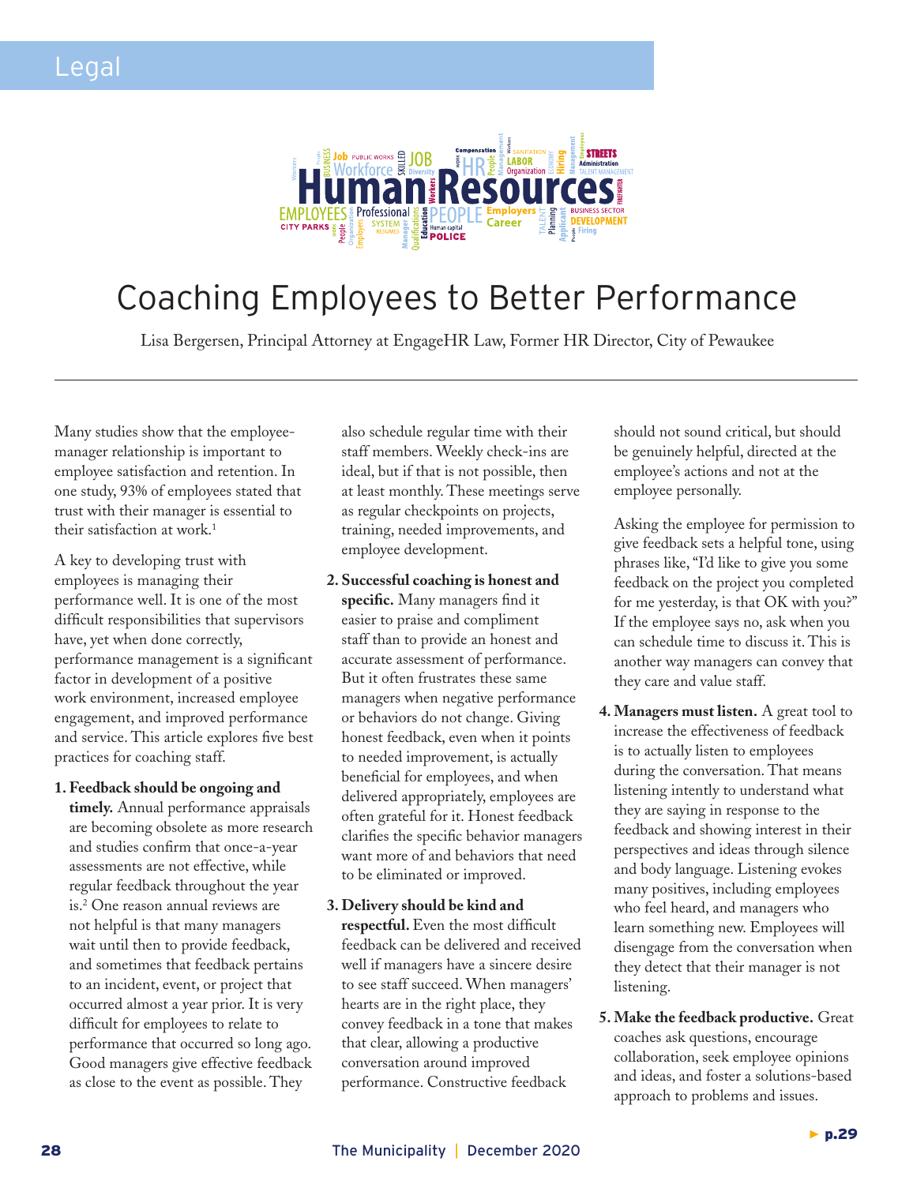# Coaching Employees to Better Performance

Lisa Bergersen, Principal Attorney at EngageHR Law, Former HR Director, City of Pewaukee

Many studies show that the employee-manager relationship is important to employee satisfaction and retention. In one study, 93% of employees stated that trust with their manager is essential to their satisfaction at work.[1]

A key to developing trust with employees is managing their performance well. It is one of the most difficult responsibilities that supervisors have, yet when done correctly, performance management is a significant factor in development of a positive work environment, increased employee engagement, and improved performance and service. This article explores five best practices for coaching staff.

1. **Feedback should be ongoing and timely.** Annual performance appraisals are becoming obsolete as more research and studies confirm that once-a-year assessments are not effective, while regular feedback throughout the year is.[2] One reason annual reviews are not helpful is that many managers wait until then to provide feedback, and sometimes that feedback pertains to an incident, event, or project that occurred almost a year prior. It is very difficult for employees to relate to performance that occurred so long ago. Good managers give effective feedback as close to the event as possible. They also schedule regular time with their staff members. Weekly check-ins are ideal, but if that is not possible, then at least monthly. These meetings serve as regular checkpoints on projects, training, needed improvements, and employee development.

2. **Successful coaching is honest and specific.** Many managers find it easier to praise and compliment staff than to provide an honest and accurate assessment of performance. But it often frustrates these same managers when negative performance or behaviors do not change. Giving honest feedback, even when it points to needed improvement, is actually beneficial for employees, and when delivered appropriately, employees are often grateful for it. Honest feedback clarifies the specific behavior managers want more of and behaviors that need to be eliminated or improved.

3. **Delivery should be kind and respectful.** Even the most difficult feedback can be delivered and received well if managers have a sincere desire to see staff succeed. When managers' hearts are in the right place, they convey feedback in a tone that makes that clear, allowing a productive conversation around improved performance. Constructive feedback should not sound critical, but should be genuinely helpful, directed at the employee's actions and not at the employee personally.

   Asking the employee for permission to give feedback sets a helpful tone, using phrases like, "I'd like to give you some feedback on the project you completed for me yesterday, is that OK with you?" If the employee says no, ask when you can schedule time to discuss it. This is another way managers can convey that they care and value staff.

4. **Managers must listen.** A great tool to increase the effectiveness of feedback is to actually listen to employees during the conversation. That means listening intently to understand what they are saying in response to the feedback and showing interest in their perspectives and ideas through silence and body language. Listening evokes many positives, including employees who feel heard, and managers who learn something new. Employees will disengage from the conversation when they detect that their manager is not listening.

5. **Make the feedback productive.** Great coaches ask questions, encourage collaboration, seek employee opinions and ideas, and foster a solutions-based approach to problems and issues.

► p.29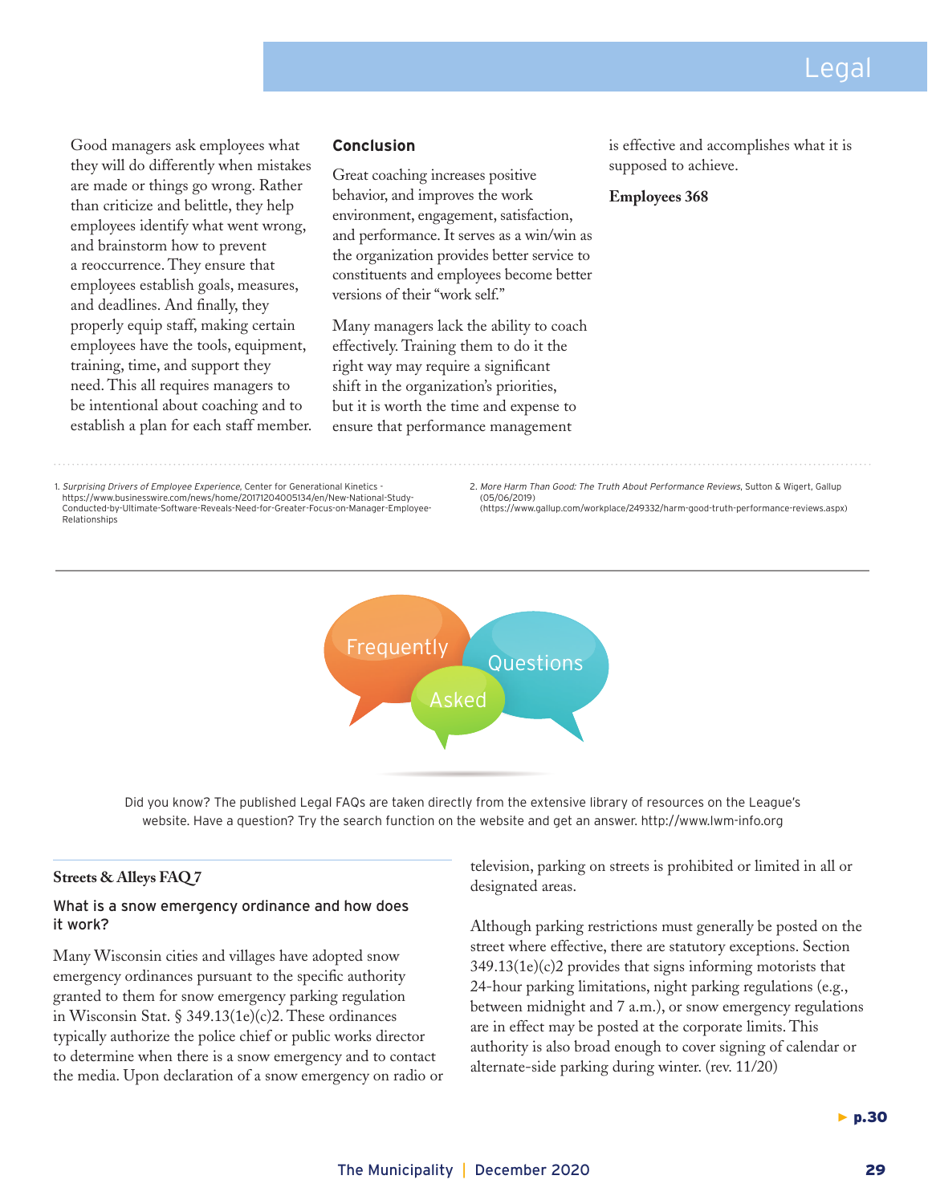Good managers ask employees what they will do differently when mistakes are made or things go wrong. Rather than criticize and belittle, they help employees identify what went wrong, and brainstorm how to prevent a reoccurrence. They ensure that employees establish goals, measures, and deadlines. And finally, they properly equip staff, making certain employees have the tools, equipment, training, time, and support they need. This all requires managers to be intentional about coaching and to establish a plan for each staff member.

## Conclusion

Great coaching increases positive behavior, and improves the work environment, engagement, satisfaction, and performance. It serves as a win/win as the organization provides better service to constituents and employees become better versions of their "work self."

Many managers lack the ability to coach effectively. Training them to do it the right way may require a significant shift in the organization's priorities, but it is worth the time and expense to ensure that performance management is effective and accomplishes what it is supposed to achieve.

**Employees 368**

1. *Surprising Drivers of Employee Experience*, Center for Generational Kinetics - https://www.businesswire.com/news/home/20171204005134/en/New-National-Study-Conducted-by-Ultimate-Software-Reveals-Need-for-Greater-Focus-on-Manager-Employee-Relationships
2. *More Harm Than Good: The Truth About Performance Reviews*, Sutton & Wigert, Gallup (05/06/2019) (https://www.gallup.com/workplace/249332/harm-good-truth-performance-reviews.aspx)

Frequently Asked Questions

Did you know? The published Legal FAQs are taken directly from the extensive library of resources on the League's website. Have a question? Try the search function on the website and get an answer. http://www.lwm-info.org

**Streets & Alleys FAQ 7**

### What is a snow emergency ordinance and how does it work?

Many Wisconsin cities and villages have adopted snow emergency ordinances pursuant to the specific authority granted to them for snow emergency parking regulation in Wisconsin Stat. § 349.13(1e)(c)2. These ordinances typically authorize the police chief or public works director to determine when there is a snow emergency and to contact the media. Upon declaration of a snow emergency on radio or television, parking on streets is prohibited or limited in all or designated areas.

Although parking restrictions must generally be posted on the street where effective, there are statutory exceptions. Section 349.13(1e)(c)2 provides that signs informing motorists that 24-hour parking limitations, night parking regulations (e.g., between midnight and 7 a.m.), or snow emergency regulations are in effect may be posted at the corporate limits. This authority is also broad enough to cover signing of calendar or alternate-side parking during winter. (rev. 11/20)

► p.30